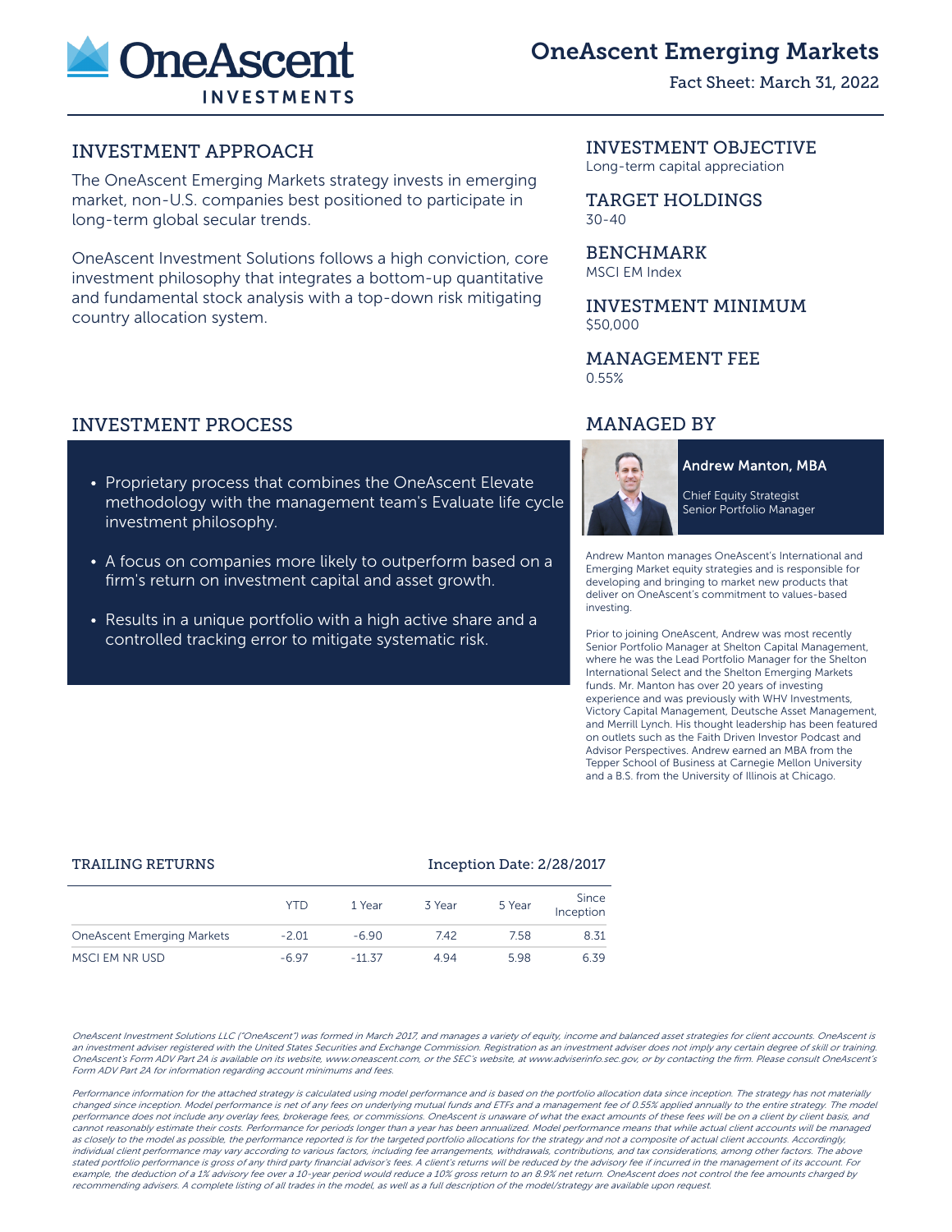# OneAscent Emerging Markets

Fact Sheet: March 31, 2022

## INVESTMENT APPROACH

The OneAscent Emerging Markets strategy invests in emerging market, non-U.S. companies best positioned to participate in long-term global secular trends.

OneAscent Investment Solutions follows a high conviction, core investment philosophy that integrates a bottom-up quantitative and fundamental stock analysis with a top-down risk mitigating country allocation system.

## INVESTMENT OBJECTIVE

Long-term capital appreciation

## TARGET HOLDINGS

30-40

## BENCHMARK

MSCI EM Index

## INVESTMENT MINIMUM

$50,000

## MANAGEMENT FEE

0.55%

## INVESTMENT PROCESS

- Proprietary process that combines the OneAscent Elevate methodology with the management team's Evaluate life cycle investment philosophy.
- A focus on companies more likely to outperform based on a firm's return on investment capital and asset growth.
- Results in a unique portfolio with a high active share and a controlled tracking error to mitigate systematic risk.

## MANAGED BY

**Andrew Manton, MBA**

Chief Equity Strategist
Senior Portfolio Manager

Andrew Manton manages OneAscent's International and Emerging Market equity strategies and is responsible for developing and bringing to market new products that deliver on OneAscent's commitment to values-based investing.

Prior to joining OneAscent, Andrew was most recently Senior Portfolio Manager at Shelton Capital Management, where he was the Lead Portfolio Manager for the Shelton International Select and the Shelton Emerging Markets funds. Mr. Manton has over 20 years of investing experience and was previously with WHV Investments, Victory Capital Management, Deutsche Asset Management, and Merrill Lynch. His thought leadership has been featured on outlets such as the Faith Driven Investor Podcast and Advisor Perspectives. Andrew earned an MBA from the Tepper School of Business at Carnegie Mellon University and a B.S. from the University of Illinois at Chicago.

## TRAILING RETURNS

Inception Date: 2/28/2017

| | YTD | 1 Year | 3 Year | 5 Year | Since Inception |
|---|---|---|---|---|---|
| OneAscent Emerging Markets | -2.01 | -6.90 | 7.42 | 7.58 | 8.31 |
| MSCI EM NR USD | -6.97 | -11.37 | 4.94 | 5.98 | 6.39 |

*OneAscent Investment Solutions LLC ("OneAscent") was formed in March 2017, and manages a variety of equity, income and balanced asset strategies for client accounts. OneAscent is an investment adviser registered with the United States Securities and Exchange Commission. Registration as an investment adviser does not imply any certain degree of skill or training. OneAscent's Form ADV Part 2A is available on its website, www.oneascent.com, or the SEC's website, at www.adviserinfo.sec.gov, or by contacting the firm. Please consult OneAscent's Form ADV Part 2A for information regarding account minimums and fees.*

*Performance information for the attached strategy is calculated using model performance and is based on the portfolio allocation data since inception. The strategy has not materially changed since inception. Model performance is net of any fees on underlying mutual funds and ETFs and a management fee of 0.55% applied annually to the entire strategy. The model performance does not include any overlay fees, brokerage fees, or commissions. OneAscent is unaware of what the exact amounts of these fees will be on a client by client basis, and cannot reasonably estimate their costs. Performance for periods longer than a year has been annualized. Model performance means that while actual client accounts will be managed as closely to the model as possible, the performance reported is for the targeted portfolio allocations for the strategy and not a composite of actual client accounts. Accordingly, individual client performance may vary according to various factors, including fee arrangements, withdrawals, contributions, and tax considerations, among other factors. The above stated portfolio performance is gross of any third party financial advisor's fees. A client's returns will be reduced by the advisory fee if incurred in the management of its account. For example, the deduction of a 1% advisory fee over a 10-year period would reduce a 10% gross return to an 8.9% net return. OneAscent does not control the fee amounts charged by recommending advisers. A complete listing of all trades in the model, as well as a full description of the model/strategy are available upon request.*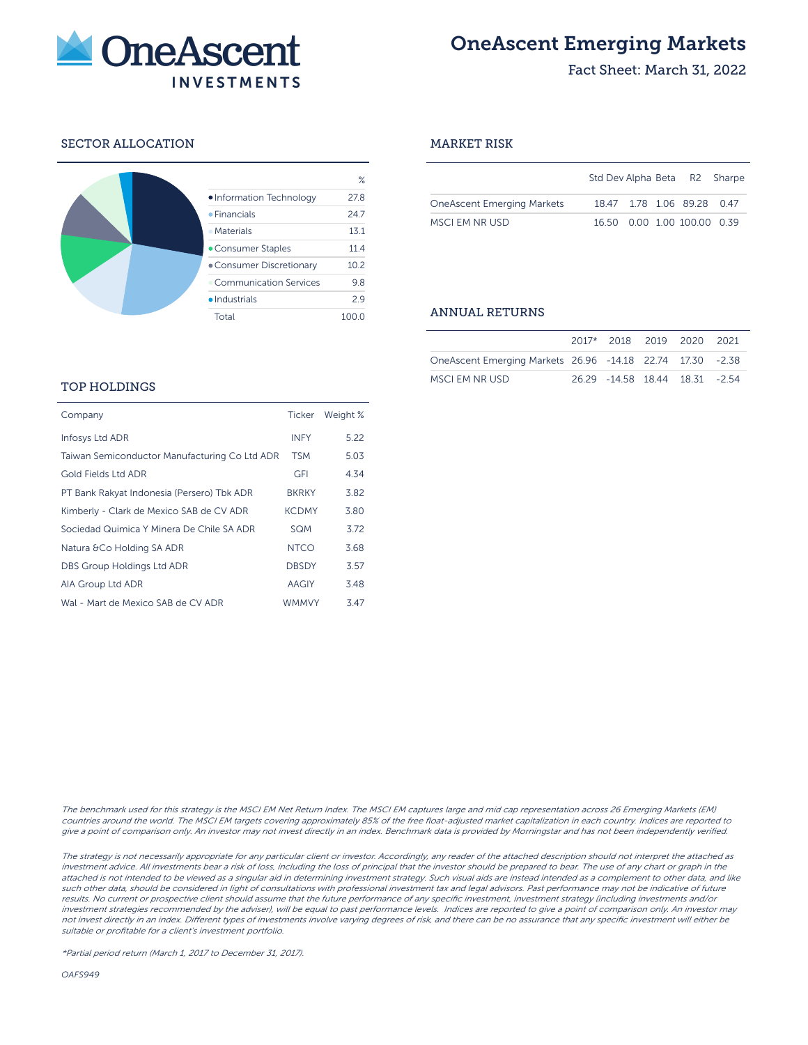# OneAscent Emerging Markets

Fact Sheet: March 31, 2022

## SECTOR ALLOCATION

| | % |
|---|---|
| Information Technology | 27.8 |
| Financials | 24.7 |
| Materials | 13.1 |
| Consumer Staples | 11.4 |
| Consumer Discretionary | 10.2 |
| Communication Services | 9.8 |
| Industrials | 2.9 |
| Total | 100.0 |

## MARKET RISK

| | Std Dev | Alpha | Beta | R2 | Sharpe |
|---|---|---|---|---|---|
| OneAscent Emerging Markets | 18.47 | 1.78 | 1.06 | 89.28 | 0.47 |
| MSCI EM NR USD | 16.50 | 0.00 | 1.00 | 100.00 | 0.39 |

## ANNUAL RETURNS

| | 2017* | 2018 | 2019 | 2020 | 2021 |
|---|---|---|---|---|---|
| OneAscent Emerging Markets | 26.96 | -14.18 | 22.74 | 17.30 | -2.38 |
| MSCI EM NR USD | 26.29 | -14.58 | 18.44 | 18.31 | -2.54 |

## TOP HOLDINGS

| Company | Ticker | Weight % |
|---|---|---|
| Infosys Ltd ADR | INFY | 5.22 |
| Taiwan Semiconductor Manufacturing Co Ltd ADR | TSM | 5.03 |
| Gold Fields Ltd ADR | GFI | 4.34 |
| PT Bank Rakyat Indonesia (Persero) Tbk ADR | BKRKY | 3.82 |
| Kimberly - Clark de Mexico SAB de CV ADR | KCDMY | 3.80 |
| Sociedad Quimica Y Minera De Chile SA ADR | SQM | 3.72 |
| Natura &Co Holding SA ADR | NTCO | 3.68 |
| DBS Group Holdings Ltd ADR | DBSDY | 3.57 |
| AIA Group Ltd ADR | AAGIY | 3.48 |
| Wal - Mart de Mexico SAB de CV ADR | WMMVY | 3.47 |

*The benchmark used for this strategy is the MSCI EM Net Return Index. The MSCI EM captures large and mid cap representation across 26 Emerging Markets (EM) countries around the world. The MSCI EM targets covering approximately 85% of the free float-adjusted market capitalization in each country. Indices are reported to give a point of comparison only. An investor may not invest directly in an index. Benchmark data is provided by Morningstar and has not been independently verified.*

*The strategy is not necessarily appropriate for any particular client or investor. Accordingly, any reader of the attached description should not interpret the attached as investment advice. All investments bear a risk of loss, including the loss of principal that the investor should be prepared to bear. The use of any chart or graph in the attached is not intended to be viewed as a singular aid in determining investment strategy. Such visual aids are instead intended as a complement to other data, and like such other data, should be considered in light of consultations with professional investment tax and legal advisors. Past performance may not be indicative of future results. No current or prospective client should assume that the future performance of any specific investment, investment strategy (including investments and/or investment strategies recommended by the adviser), will be equal to past performance levels. Indices are reported to give a point of comparison only. An investor may not invest directly in an index. Different types of investments involve varying degrees of risk, and there can be no assurance that any specific investment will either be suitable or profitable for a client's investment portfolio.*

*Partial period return (March 1, 2017 to December 31, 2017).

OAFS949